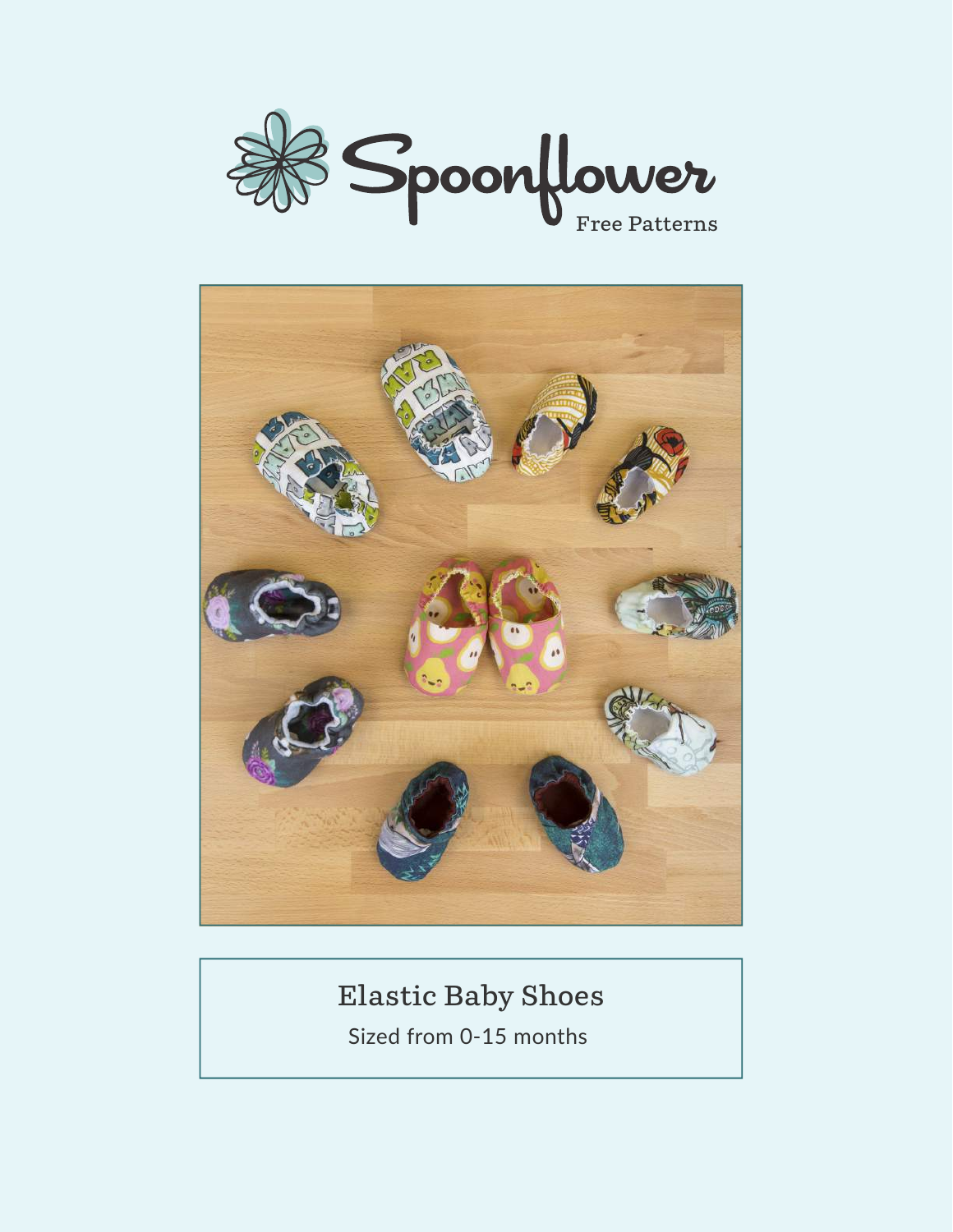Spoonflower

Free Patterns

# Elastic Baby Shoes

Sized from 0-15 months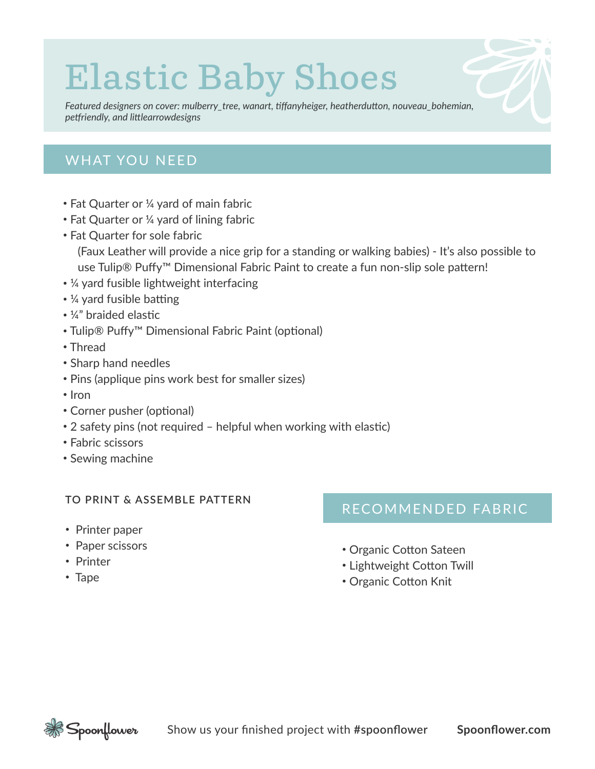# Elastic Baby Shoes

*Featured designers on cover: mulberry_tree, wanart, tiffanyheiger, heatherdutton, nouveau_bohemian, petfriendly, and littlearrowdesigns*

## WHAT YOU NEED

- Fat Quarter or ¼ yard of main fabric
- Fat Quarter or ¼ yard of lining fabric
- Fat Quarter for sole fabric
  (Faux Leather will provide a nice grip for a standing or walking babies) - It's also possible to use Tulip® Puffy™ Dimensional Fabric Paint to create a fun non-slip sole pattern!
- ¼ yard fusible lightweight interfacing
- ¼ yard fusible batting
- ¼" braided elastic
- Tulip® Puffy™ Dimensional Fabric Paint (optional)
- Thread
- Sharp hand needles
- Pins (applique pins work best for smaller sizes)
- Iron
- Corner pusher (optional)
- 2 safety pins (not required – helpful when working with elastic)
- Fabric scissors
- Sewing machine

### TO PRINT & ASSEMBLE PATTERN

- Printer paper
- Paper scissors
- Printer
- Tape

## RECOMMENDED FABRIC

- Organic Cotton Sateen
- Lightweight Cotton Twill
- Organic Cotton Knit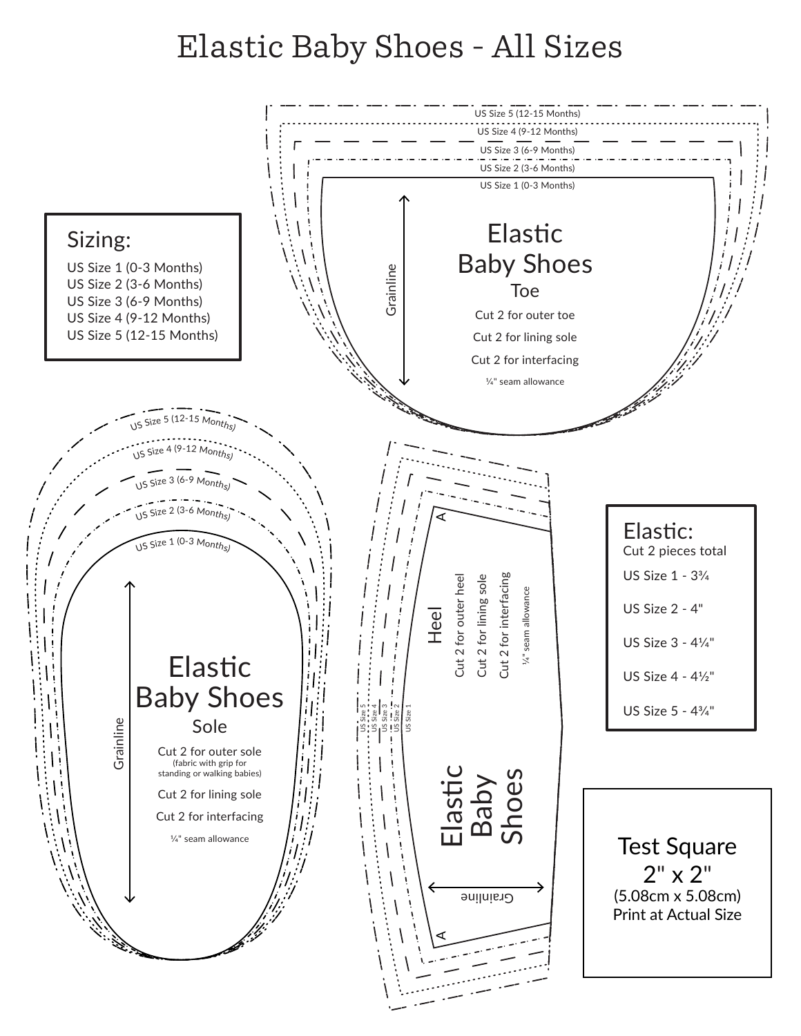# Elastic Baby Shoes - All Sizes

**Sizing:**

- US Size 1 (0-3 Months)
- US Size 2 (3-6 Months)
- US Size 3 (6-9 Months)
- US Size 4 (9-12 Months)
- US Size 5 (12-15 Months)

US Size 5 (12-15 Months)
US Size 4 (9-12 Months)
US Size 3 (6-9 Months)
US Size 2 (3-6 Months)
US Size 1 (0-3 Months)

Grainline

## Elastic Baby Shoes
### Toe

Cut 2 for outer toe

Cut 2 for lining sole

Cut 2 for interfacing

¼" seam allowance

US Size 5 (12-15 Months)
US Size 4 (9-12 Months)
US Size 3 (6-9 Months)
US Size 2 (3-6 Months)
US Size 1 (0-3 Months)

Grainline

## Elastic Baby Shoes
### Sole

Cut 2 for outer sole
(fabric with grip for standing or walking babies)

Cut 2 for lining sole

Cut 2 for interfacing

¼" seam allowance

A

### Heel

Cut 2 for outer heel

Cut 2 for lining sole

Cut 2 for interfacing

¼" seam allowance

US Size 5
US Size 4
US Size 3
US Size 2
US Size 1

## Elastic Baby Shoes

Grainline

A

**Elastic:**
Cut 2 pieces total

- US Size 1 - 3¾
- US Size 2 - 4"
- US Size 3 - 4¼"
- US Size 4 - 4½"
- US Size 5 - 4¾"

Test Square
2" x 2"
(5.08cm x 5.08cm)
Print at Actual Size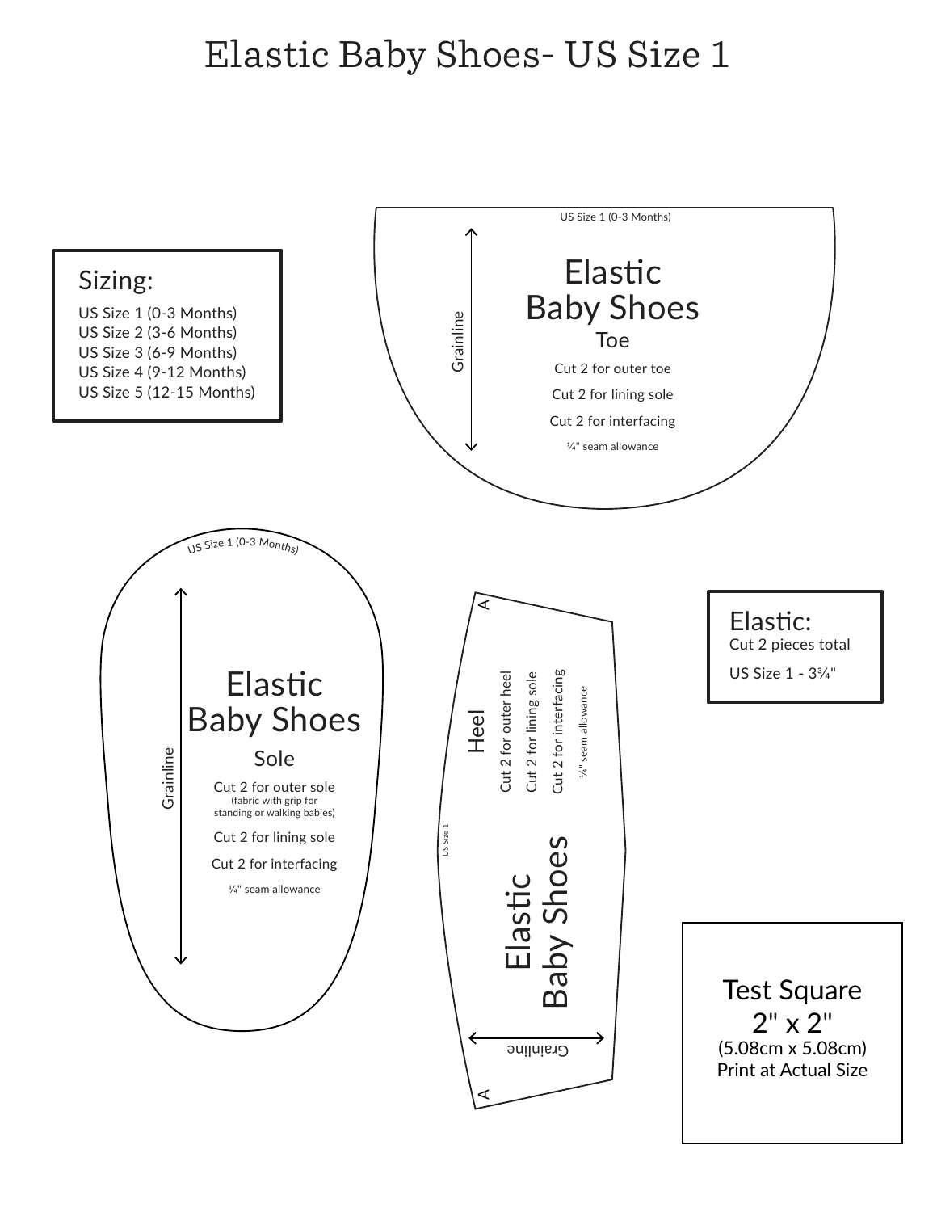# Elastic Baby Shoes- US Size 1

## Sizing:

US Size 1 (0-3 Months)
US Size 2 (3-6 Months)
US Size 3 (6-9 Months)
US Size 4 (9-12 Months)
US Size 5 (12-15 Months)

US Size 1 (0-3 Months)

Grainline

## Elastic Baby Shoes

### Toe

Cut 2 for outer toe

Cut 2 for lining sole

Cut 2 for interfacing

¼" seam allowance

US Size 1 (0-3 Months)

Grainline

## Elastic Baby Shoes

### Sole

Cut 2 for outer sole
(fabric with grip for standing or walking babies)

Cut 2 for lining sole

Cut 2 for interfacing

¼" seam allowance

A

### Heel

Cut 2 for outer heel

Cut 2 for lining sole

Cut 2 for interfacing

¼" seam allowance

US Size 1

## Elastic Baby Shoes

Grainline

A

## Elastic:

Cut 2 pieces total

US Size 1 - 3¾"

Test Square
2" x 2"
(5.08cm x 5.08cm)
Print at Actual Size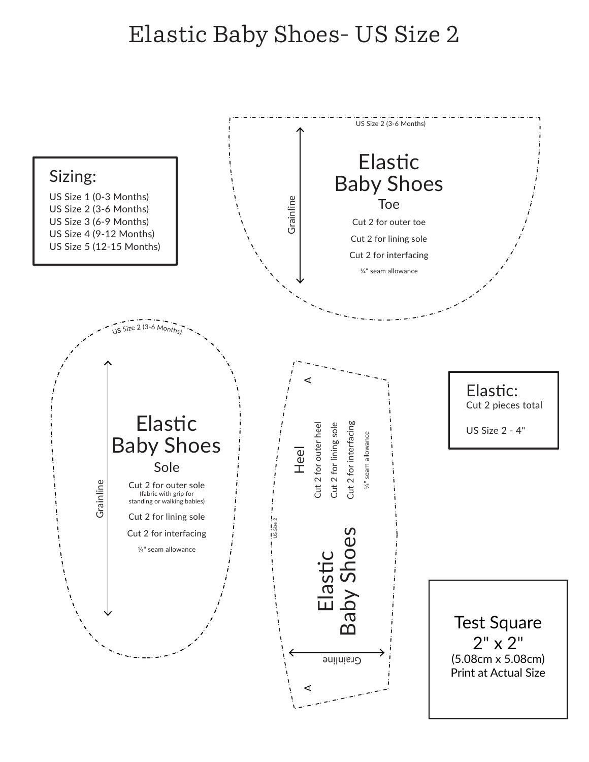# Elastic Baby Shoes- US Size 2

**Sizing:**

US Size 1 (0-3 Months)
US Size 2 (3-6 Months)
US Size 3 (6-9 Months)
US Size 4 (9-12 Months)
US Size 5 (12-15 Months)

US Size 2 (3-6 Months)

Grainline

## Elastic Baby Shoes

### Toe

Cut 2 for outer toe

Cut 2 for lining sole

Cut 2 for interfacing

¼" seam allowance

US Size 2 (3-6 Months)

Grainline

## Elastic Baby Shoes

### Sole

Cut 2 for outer sole
(fabric with grip for standing or walking babies)

Cut 2 for lining sole

Cut 2 for interfacing

¼" seam allowance

A

### Heel

Cut 2 for outer heel

Cut 2 for lining sole

Cut 2 for interfacing

¼" seam allowance

US Size 2

## Elastic Baby Shoes

Grainline

A

**Elastic:**

Cut 2 pieces total

US Size 2 - 4"

**Test Square**
**2" x 2"**
(5.08cm x 5.08cm)
Print at Actual Size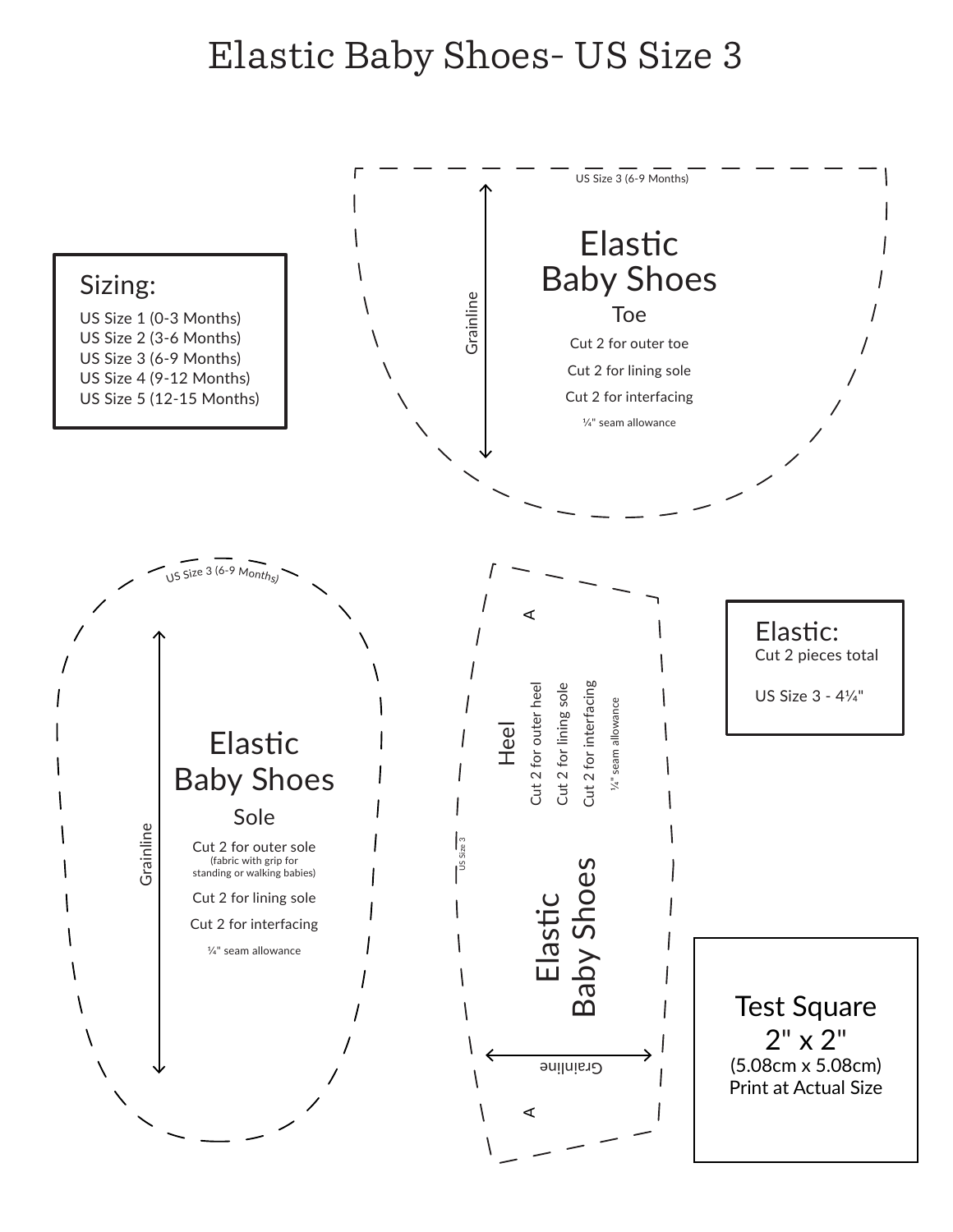# Elastic Baby Shoes- US Size 3

US Size 3 (6-9 Months)

Grainline

## Elastic Baby Shoes

Toe

Cut 2 for outer toe

Cut 2 for lining sole

Cut 2 for interfacing

¼" seam allowance

**Sizing:**

- US Size 1 (0-3 Months)
- US Size 2 (3-6 Months)
- US Size 3 (6-9 Months)
- US Size 4 (9-12 Months)
- US Size 5 (12-15 Months)

US Size 3 (6-9 Months)

Grainline

## Elastic Baby Shoes

Sole

Cut 2 for outer sole (fabric with grip for standing or walking babies)

Cut 2 for lining sole

Cut 2 for interfacing

¼" seam allowance

A

Heel

Cut 2 for outer heel

Cut 2 for lining sole

Cut 2 for interfacing

¼" seam allowance

US Size 3

## Elastic Baby Shoes

Grainline

A

**Elastic:**

Cut 2 pieces total

US Size 3 - 4¼"

Test Square 2" x 2" (5.08cm x 5.08cm) Print at Actual Size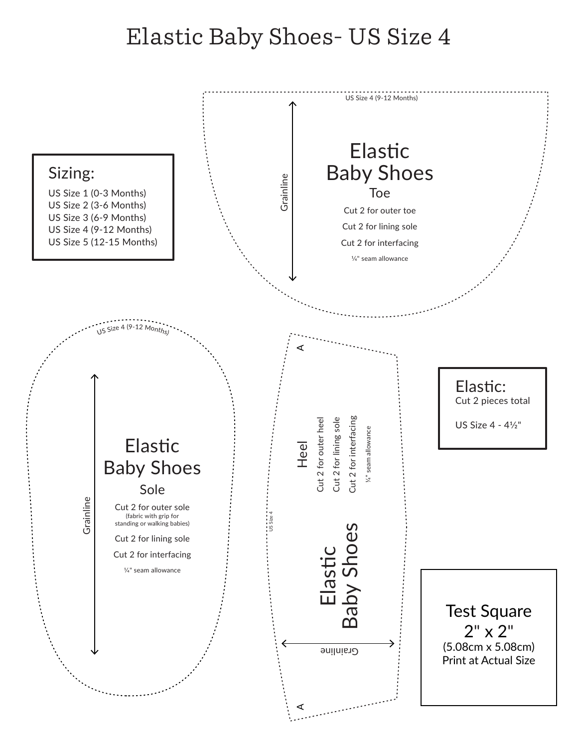# Elastic Baby Shoes- US Size 4

## Sizing:

US Size 1 (0-3 Months)
US Size 2 (3-6 Months)
US Size 3 (6-9 Months)
US Size 4 (9-12 Months)
US Size 5 (12-15 Months)

US Size 4 (9-12 Months)

Grainline

## Elastic Baby Shoes

### Toe

Cut 2 for outer toe

Cut 2 for lining sole

Cut 2 for interfacing

¼" seam allowance

US Size 4 (9-12 Months)

Grainline

## Elastic Baby Shoes

### Sole

Cut 2 for outer sole
(fabric with grip for standing or walking babies)

Cut 2 for lining sole

Cut 2 for interfacing

¼" seam allowance

A

US Size 4

### Heel

Cut 2 for outer heel

Cut 2 for lining sole

Cut 2 for interfacing

¼" seam allowance

## Elastic Baby Shoes

Grainline

A

## Elastic:

Cut 2 pieces total

US Size 4 - 4½"

**Test Square 2" x 2"**
(5.08cm x 5.08cm)
Print at Actual Size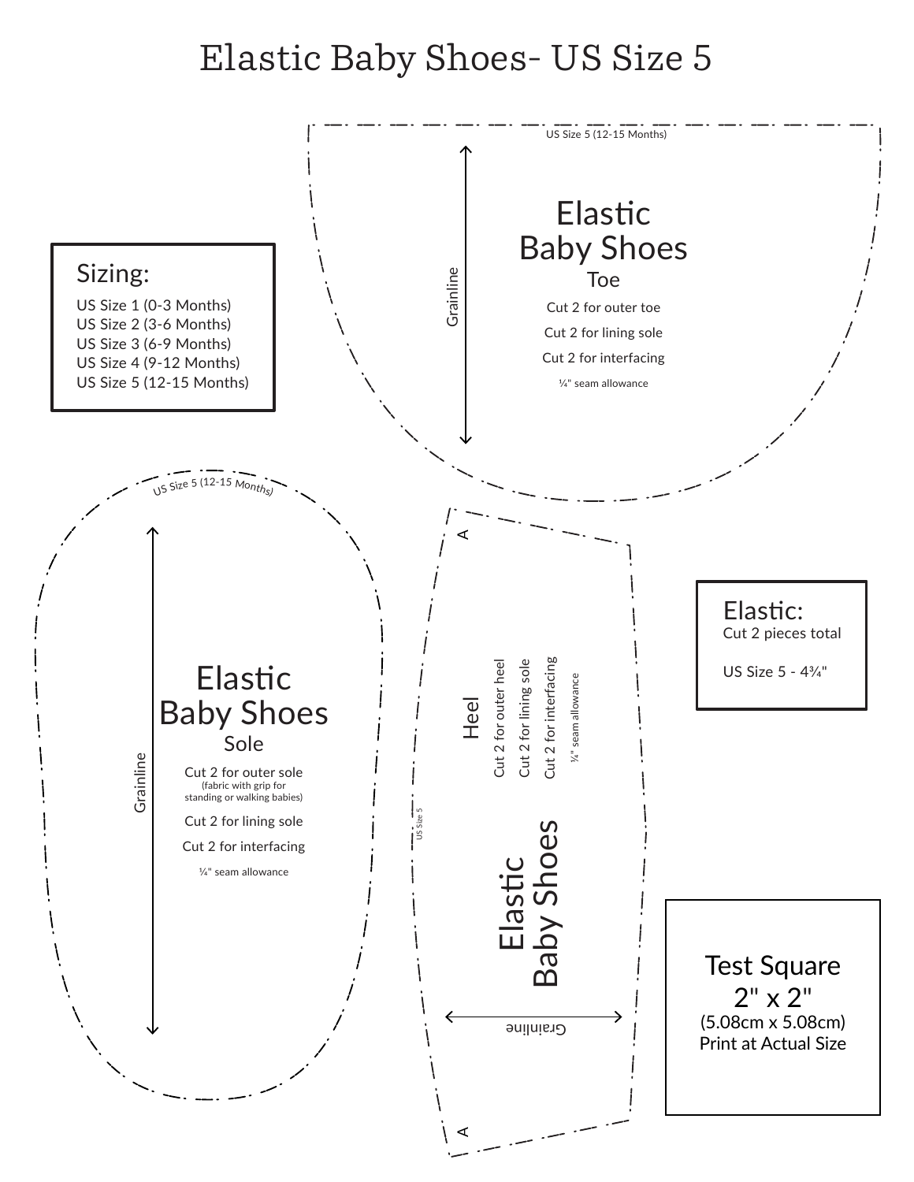# Elastic Baby Shoes- US Size 5

US Size 5 (12-15 Months)

Grainline

## Elastic Baby Shoes
### Toe

Cut 2 for outer toe

Cut 2 for lining sole

Cut 2 for interfacing

¼" seam allowance

**Sizing:**

US Size 1 (0-3 Months)
US Size 2 (3-6 Months)
US Size 3 (6-9 Months)
US Size 4 (9-12 Months)
US Size 5 (12-15 Months)

US Size 5 (12-15 Months)

Grainline

## Elastic Baby Shoes
### Sole

Cut 2 for outer sole
(fabric with grip for standing or walking babies)

Cut 2 for lining sole

Cut 2 for interfacing

¼" seam allowance

A

Heel

Cut 2 for outer heel

Cut 2 for lining sole

Cut 2 for interfacing

¼" seam allowance

US Size 5

Elastic Baby Shoes

Grainline

A

**Elastic:**

Cut 2 pieces total

US Size 5 - 4¾"

Test Square
2" x 2"
(5.08cm x 5.08cm)
Print at Actual Size